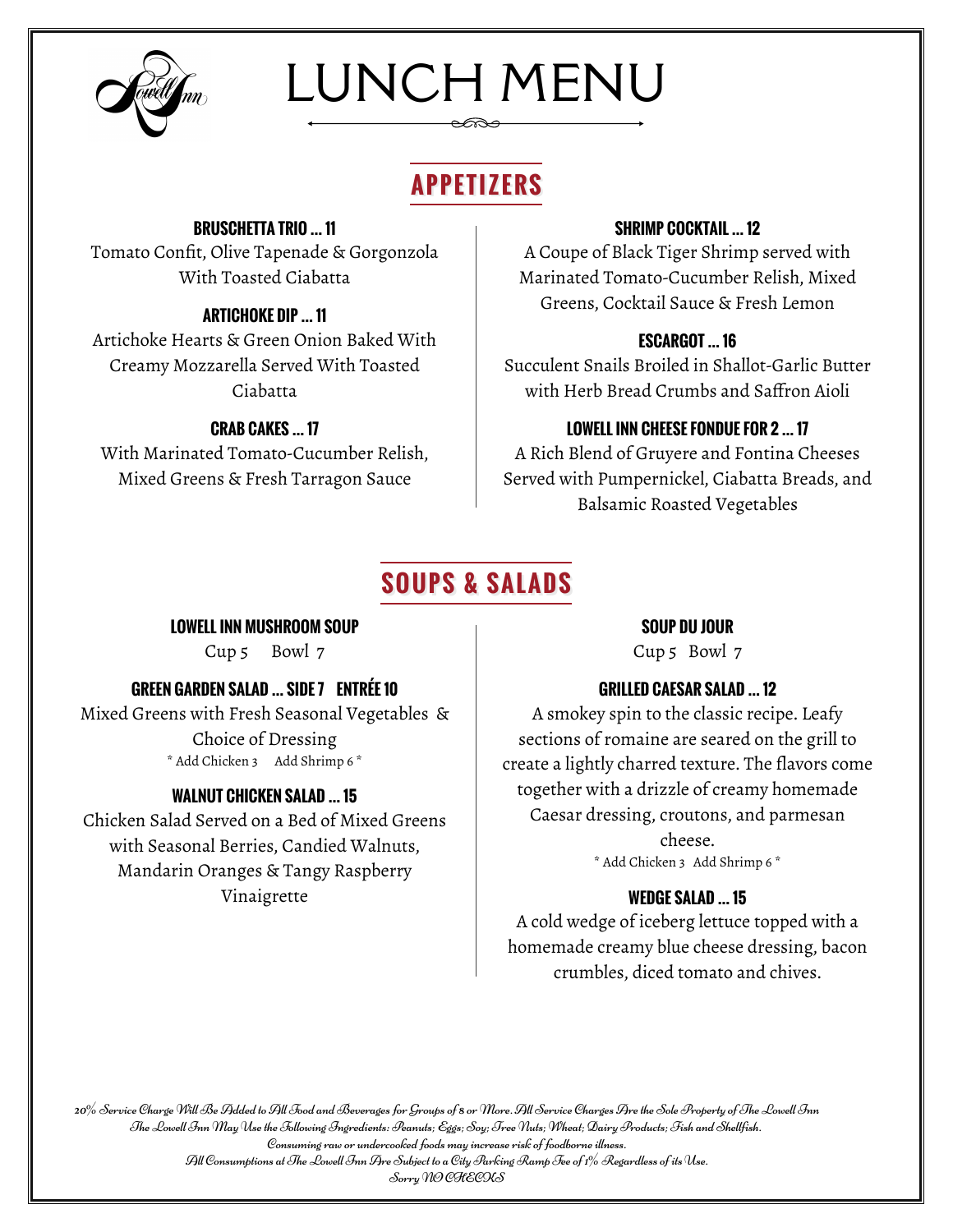# LUNCH MENU

## APPETIZERS

**BRUSCHETTA TRIO ... 11**
Tomato Confit, Olive Tapenade & Gorgonzola With Toasted Ciabatta

**ARTICHOKE DIP ... 11**
Artichoke Hearts & Green Onion Baked With Creamy Mozzarella Served With Toasted Ciabatta

**CRAB CAKES ... 17**
With Marinated Tomato-Cucumber Relish, Mixed Greens & Fresh Tarragon Sauce

**SHRIMP COCKTAIL ... 12**
A Coupe of Black Tiger Shrimp served with Marinated Tomato-Cucumber Relish, Mixed Greens, Cocktail Sauce & Fresh Lemon

**ESCARGOT ... 16**
Succulent Snails Broiled in Shallot-Garlic Butter with Herb Bread Crumbs and Saffron Aioli

**LOWELL INN CHEESE FONDUE FOR 2 ... 17**
A Rich Blend of Gruyere and Fontina Cheeses Served with Pumpernickel, Ciabatta Breads, and Balsamic Roasted Vegetables

## SOUPS & SALADS

**LOWELL INN MUSHROOM SOUP**
Cup 5 Bowl 7

**GREEN GARDEN SALAD ... SIDE 7 ENTRÉE 10**
Mixed Greens with Fresh Seasonal Vegetables & Choice of Dressing
* Add Chicken 3 Add Shrimp 6 *

**WALNUT CHICKEN SALAD ... 15**
Chicken Salad Served on a Bed of Mixed Greens with Seasonal Berries, Candied Walnuts, Mandarin Oranges & Tangy Raspberry Vinaigrette

**SOUP DU JOUR**
Cup 5 Bowl 7

**GRILLED CAESAR SALAD ... 12**
A smokey spin to the classic recipe. Leafy sections of romaine are seared on the grill to create a lightly charred texture. The flavors come together with a drizzle of creamy homemade Caesar dressing, croutons, and parmesan cheese.
* Add Chicken 3 Add Shrimp 6 *

**WEDGE SALAD ... 15**
A cold wedge of iceberg lettuce topped with a homemade creamy blue cheese dressing, bacon crumbles, diced tomato and chives.

*20% Service Charge Will Be Added to All Food and Beverages for Groups of 8 or More. All Service Charges Are the Sole Property of The Lowell Inn*
*The Lowell Inn May Use the Following Ingredients: Peanuts; Eggs; Soy; Tree Nuts; Wheat; Dairy Products; Fish and Shellfish.*
*Consuming raw or undercooked foods may increase risk of foodborne illness.*
*All Consumptions at The Lowell Inn Are Subject to a City Parking Ramp Fee of 1% Regardless of its Use.*
*Sorry NO CHECKS*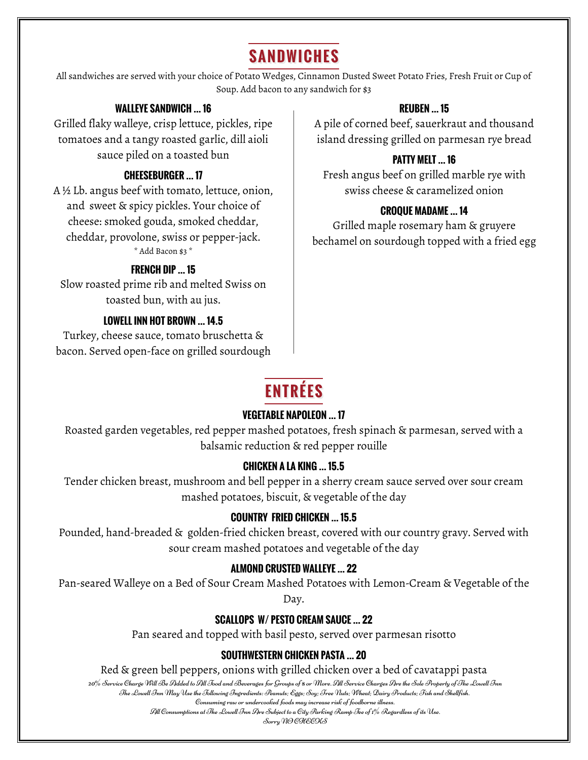## SANDWICHES

All sandwiches are served with your choice of Potato Wedges, Cinnamon Dusted Sweet Potato Fries, Fresh Fruit or Cup of Soup. Add bacon to any sandwich for $3

### WALLEYE SANDWICH ... 16

Grilled flaky walleye, crisp lettuce, pickles, ripe tomatoes and a tangy roasted garlic, dill aioli sauce piled on a toasted bun

### CHEESEBURGER ... 17

A ½ Lb. angus beef with tomato, lettuce, onion, and sweet & spicy pickles. Your choice of cheese: smoked gouda, smoked cheddar, cheddar, provolone, swiss or pepper-jack.

* Add Bacon $3 *

### FRENCH DIP ... 15

Slow roasted prime rib and melted Swiss on toasted bun, with au jus.

### LOWELL INN HOT BROWN ... 14.5

Turkey, cheese sauce, tomato bruschetta & bacon. Served open-face on grilled sourdough

### REUBEN ... 15

A pile of corned beef, sauerkraut and thousand island dressing grilled on parmesan rye bread

### PATTY MELT ... 16

Fresh angus beef on grilled marble rye with swiss cheese & caramelized onion

### CROQUE MADAME ... 14

Grilled maple rosemary ham & gruyere bechamel on sourdough topped with a fried egg

## ENTRÉES

### VEGETABLE NAPOLEON ... 17

Roasted garden vegetables, red pepper mashed potatoes, fresh spinach & parmesan, served with a balsamic reduction & red pepper rouille

### CHICKEN A LA KING ... 15.5

Tender chicken breast, mushroom and bell pepper in a sherry cream sauce served over sour cream mashed potatoes, biscuit, & vegetable of the day

### COUNTRY FRIED CHICKEN ... 15.5

Pounded, hand-breaded & golden-fried chicken breast, covered with our country gravy. Served with sour cream mashed potatoes and vegetable of the day

### ALMOND CRUSTED WALLEYE ... 22

Pan-seared Walleye on a Bed of Sour Cream Mashed Potatoes with Lemon-Cream & Vegetable of the Day.

### SCALLOPS W/ PESTO CREAM SAUCE ... 22

Pan seared and topped with basil pesto, served over parmesan risotto

### SOUTHWESTERN CHICKEN PASTA ... 20

Red & green bell peppers, onions with grilled chicken over a bed of cavatappi pasta

*20% Service Charge Will Be Added to All Food and Beverages for Groups of 8 or More. All Service Charges Are the Sole Property of The Lowell Inn*

*The Lowell Inn May Use the Following Ingredients: Peanuts; Eggs; Soy; Tree Nuts; Wheat; Dairy Products; Fish and Shellfish.*

*Consuming raw or undercooked foods may increase risk of foodborne illness.*

*All Consumptions at The Lowell Inn Are Subject to a City Parking Ramp Fee of 1% Regardless of its Use.*

*Sorry NO CHECKS*